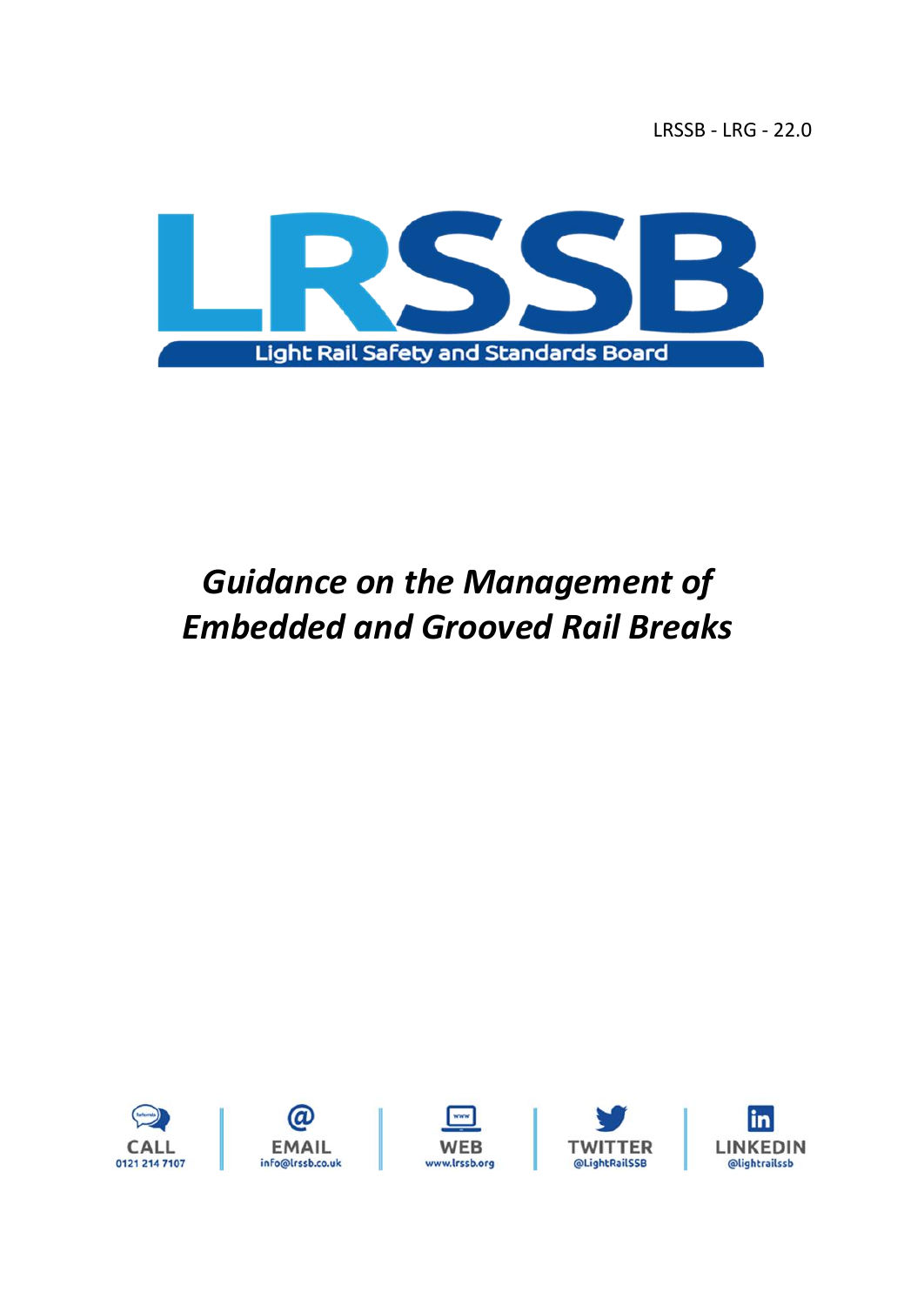LRSSB - LRG - 22.0

LRSSB

Light Rail Safety and Standards Board

# *Guidance on the Management of Embedded and Grooved Rail Breaks*

CALL 0121 214 7107 | EMAIL info@lrssb.co.uk | WEB www.lrssb.org | TWITTER @LightRailSSB | LINKEDIN @lightrailssb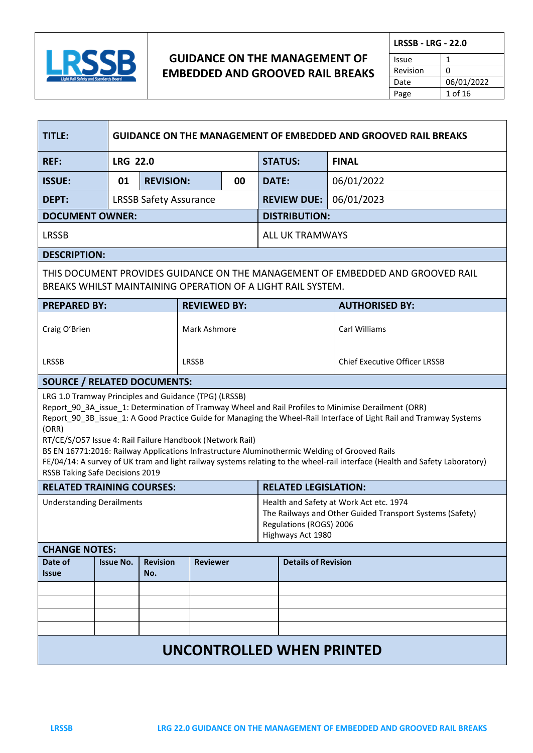| **TITLE:** | **GUIDANCE ON THE MANAGEMENT OF EMBEDDED AND GROOVED RAIL BREAKS** | | | | |
|---|---|---|---|---|---|
| **REF:** | **LRG 22.0** | | | **STATUS:** | **FINAL** |
| **ISSUE:** | **01** | **REVISION:** | **00** | **DATE:** | 06/01/2022 |
| **DEPT:** | LRSSB Safety Assurance | | | **REVIEW DUE:** | 06/01/2023 |
| **DOCUMENT OWNER:** | | | | **DISTRIBUTION:** | |
| LRSSB | | | | ALL UK TRAMWAYS | |

**DESCRIPTION:**

THIS DOCUMENT PROVIDES GUIDANCE ON THE MANAGEMENT OF EMBEDDED AND GROOVED RAIL BREAKS WHILST MAINTAINING OPERATION OF A LIGHT RAIL SYSTEM.

| **PREPARED BY:** | **REVIEWED BY:** | **AUTHORISED BY:** |
|---|---|---|
| Craig O'Brien<br><br>LRSSB | Mark Ashmore<br><br>LRSSB | Carl Williams<br><br>Chief Executive Officer LRSSB |

**SOURCE / RELATED DOCUMENTS:**

LRG 1.0 Tramway Principles and Guidance (TPG) (LRSSB)
Report_90_3A_issue_1: Determination of Tramway Wheel and Rail Profiles to Minimise Derailment (ORR)
Report_90_3B_issue_1: A Good Practice Guide for Managing the Wheel-Rail Interface of Light Rail and Tramway Systems (ORR)
RT/CE/S/O57 Issue 4: Rail Failure Handbook (Network Rail)
BS EN 16771:2016: Railway Applications Infrastructure Aluminothermic Welding of Grooved Rails
FE/04/14: A survey of UK tram and light railway systems relating to the wheel-rail interface (Health and Safety Laboratory)
RSSB Taking Safe Decisions 2019

| **RELATED TRAINING COURSES:** | **RELATED LEGISLATION:** |
|---|---|
| Understanding Derailments | Health and Safety at Work Act etc. 1974<br>The Railways and Other Guided Transport Systems (Safety) Regulations (ROGS) 2006<br>Highways Act 1980 |

**CHANGE NOTES:**

| Date of Issue | Issue No. | Revision No. | Reviewer | Details of Revision |
|---|---|---|---|---|
| | | | | |
| | | | | |
| | | | | |
| | | | | |

**UNCONTROLLED WHEN PRINTED**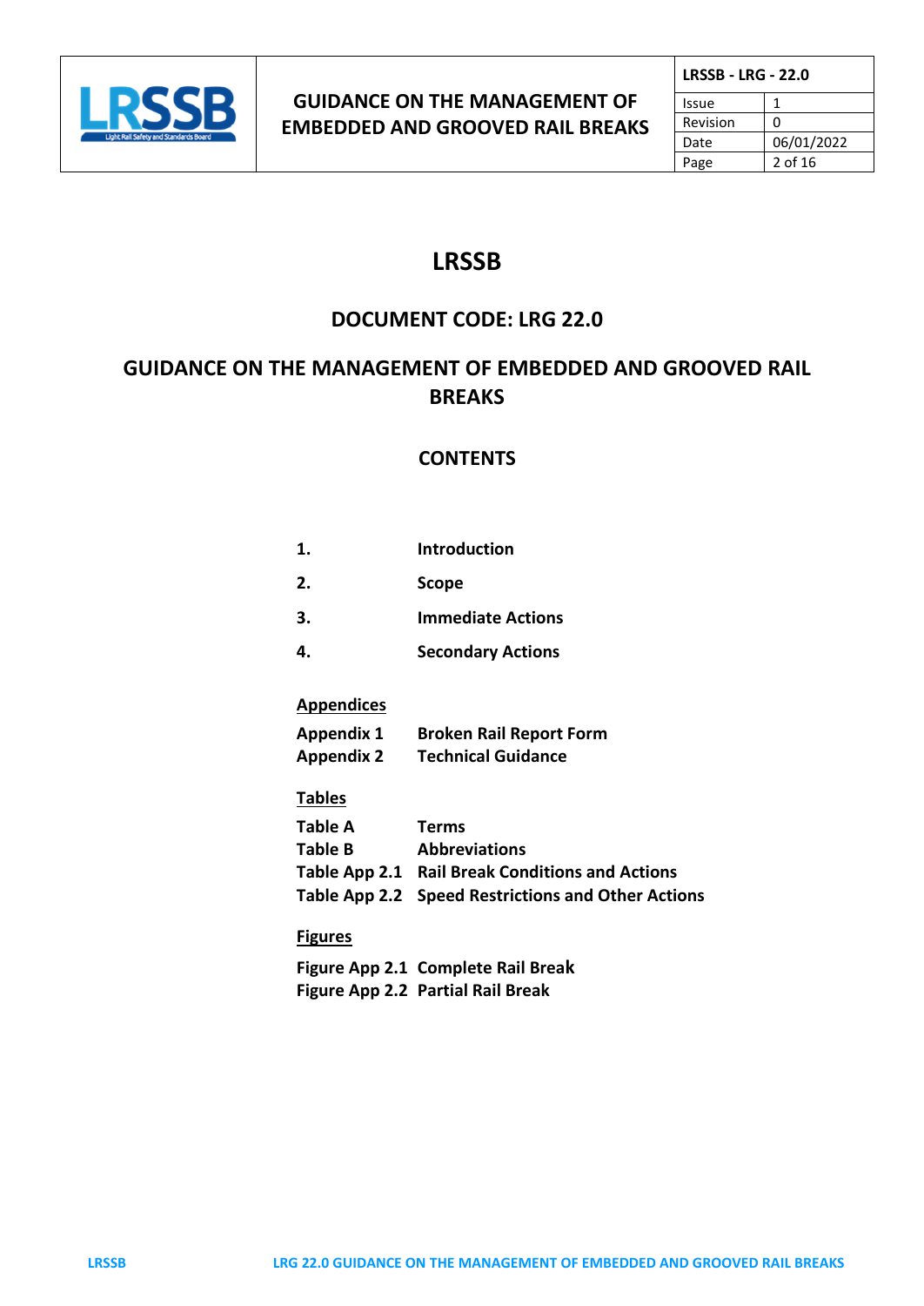# LRSSB

## DOCUMENT CODE: LRG 22.0

## GUIDANCE ON THE MANAGEMENT OF EMBEDDED AND GROOVED RAIL BREAKS

### CONTENTS

| | |
|---|---|
| **1.** | **Introduction** |
| **2.** | **Scope** |
| **3.** | **Immediate Actions** |
| **4.** | **Secondary Actions** |

**Appendices**

| | |
|---|---|
| **Appendix 1** | **Broken Rail Report Form** |
| **Appendix 2** | **Technical Guidance** |

**Tables**

| | |
|---|---|
| **Table A** | **Terms** |
| **Table B** | **Abbreviations** |
| **Table App 2.1** | **Rail Break Conditions and Actions** |
| **Table App 2.2** | **Speed Restrictions and Other Actions** |

**Figures**

| | |
|---|---|
| **Figure App 2.1** | **Complete Rail Break** |
| **Figure App 2.2** | **Partial Rail Break** |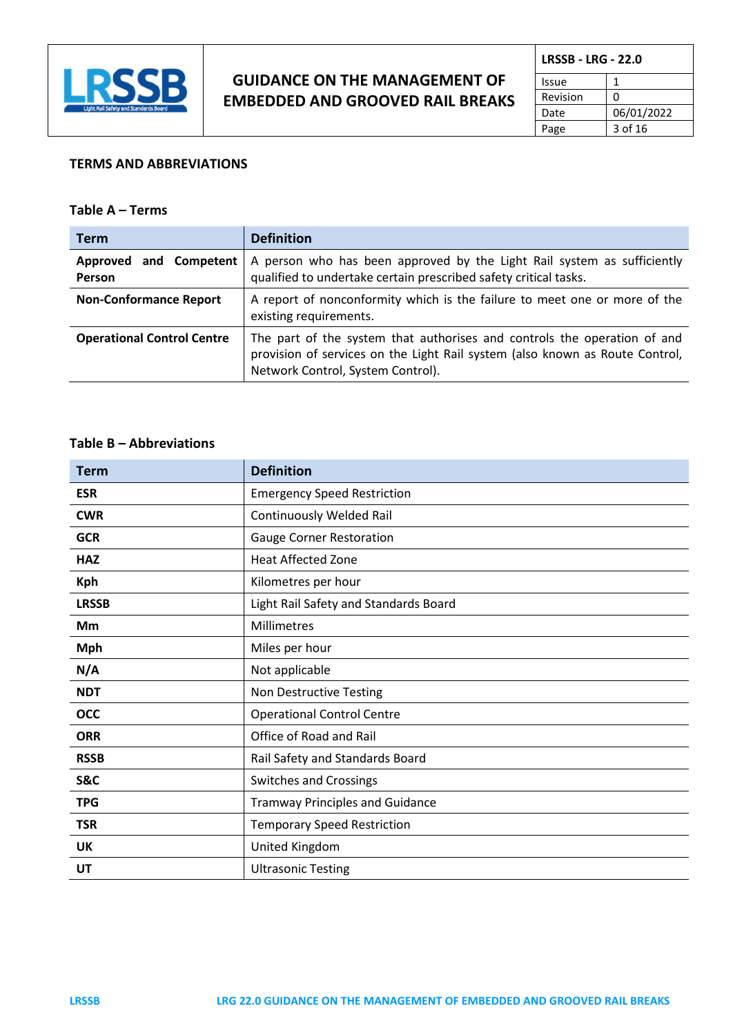## TERMS AND ABBREVIATIONS

### Table A – Terms

| Term | Definition |
|---|---|
| **Approved and Competent Person** | A person who has been approved by the Light Rail system as sufficiently qualified to undertake certain prescribed safety critical tasks. |
| **Non-Conformance Report** | A report of nonconformity which is the failure to meet one or more of the existing requirements. |
| **Operational Control Centre** | The part of the system that authorises and controls the operation of and provision of services on the Light Rail system (also known as Route Control, Network Control, System Control). |

### Table B – Abbreviations

| Term | Definition |
|---|---|
| **ESR** | Emergency Speed Restriction |
| **CWR** | Continuously Welded Rail |
| **GCR** | Gauge Corner Restoration |
| **HAZ** | Heat Affected Zone |
| **Kph** | Kilometres per hour |
| **LRSSB** | Light Rail Safety and Standards Board |
| **Mm** | Millimetres |
| **Mph** | Miles per hour |
| **N/A** | Not applicable |
| **NDT** | Non Destructive Testing |
| **OCC** | Operational Control Centre |
| **ORR** | Office of Road and Rail |
| **RSSB** | Rail Safety and Standards Board |
| **S&C** | Switches and Crossings |
| **TPG** | Tramway Principles and Guidance |
| **TSR** | Temporary Speed Restriction |
| **UK** | United Kingdom |
| **UT** | Ultrasonic Testing |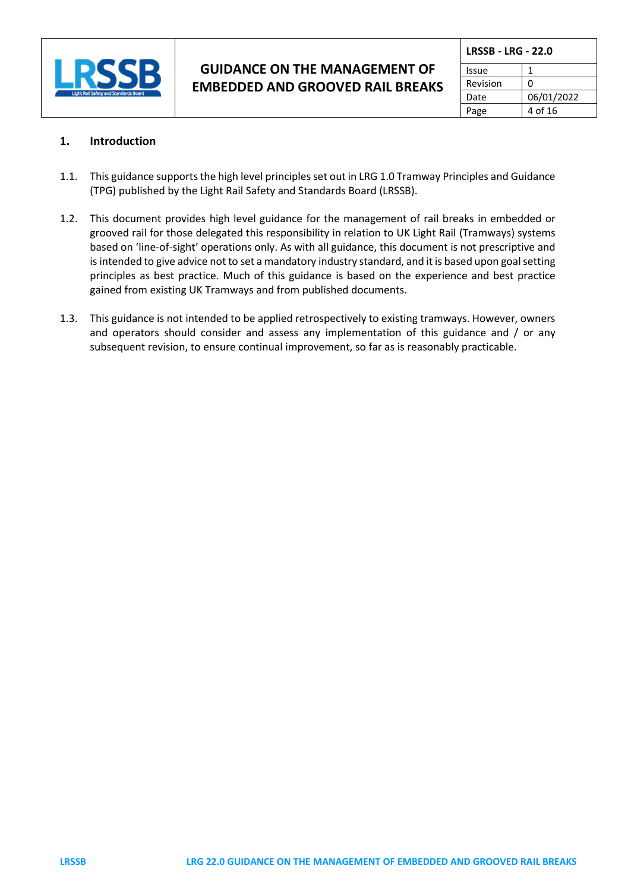## 1. Introduction

1.1. This guidance supports the high level principles set out in LRG 1.0 Tramway Principles and Guidance (TPG) published by the Light Rail Safety and Standards Board (LRSSB).

1.2. This document provides high level guidance for the management of rail breaks in embedded or grooved rail for those delegated this responsibility in relation to UK Light Rail (Tramways) systems based on 'line-of-sight' operations only. As with all guidance, this document is not prescriptive and is intended to give advice not to set a mandatory industry standard, and it is based upon goal setting principles as best practice. Much of this guidance is based on the experience and best practice gained from existing UK Tramways and from published documents.

1.3. This guidance is not intended to be applied retrospectively to existing tramways. However, owners and operators should consider and assess any implementation of this guidance and / or any subsequent revision, to ensure continual improvement, so far as is reasonably practicable.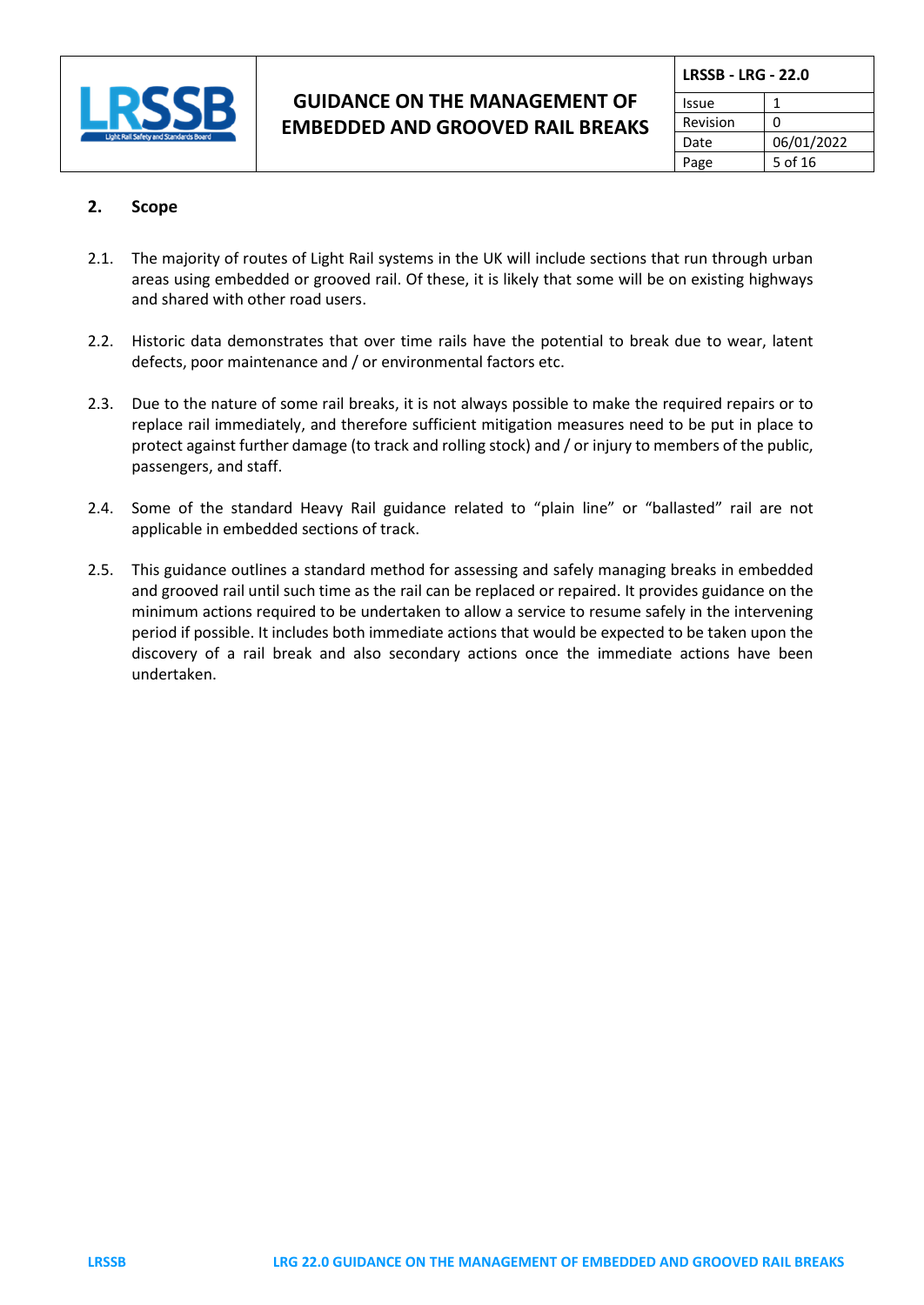## 2. Scope

2.1. The majority of routes of Light Rail systems in the UK will include sections that run through urban areas using embedded or grooved rail. Of these, it is likely that some will be on existing highways and shared with other road users.

2.2. Historic data demonstrates that over time rails have the potential to break due to wear, latent defects, poor maintenance and / or environmental factors etc.

2.3. Due to the nature of some rail breaks, it is not always possible to make the required repairs or to replace rail immediately, and therefore sufficient mitigation measures need to be put in place to protect against further damage (to track and rolling stock) and / or injury to members of the public, passengers, and staff.

2.4. Some of the standard Heavy Rail guidance related to "plain line" or "ballasted" rail are not applicable in embedded sections of track.

2.5. This guidance outlines a standard method for assessing and safely managing breaks in embedded and grooved rail until such time as the rail can be replaced or repaired. It provides guidance on the minimum actions required to be undertaken to allow a service to resume safely in the intervening period if possible. It includes both immediate actions that would be expected to be taken upon the discovery of a rail break and also secondary actions once the immediate actions have been undertaken.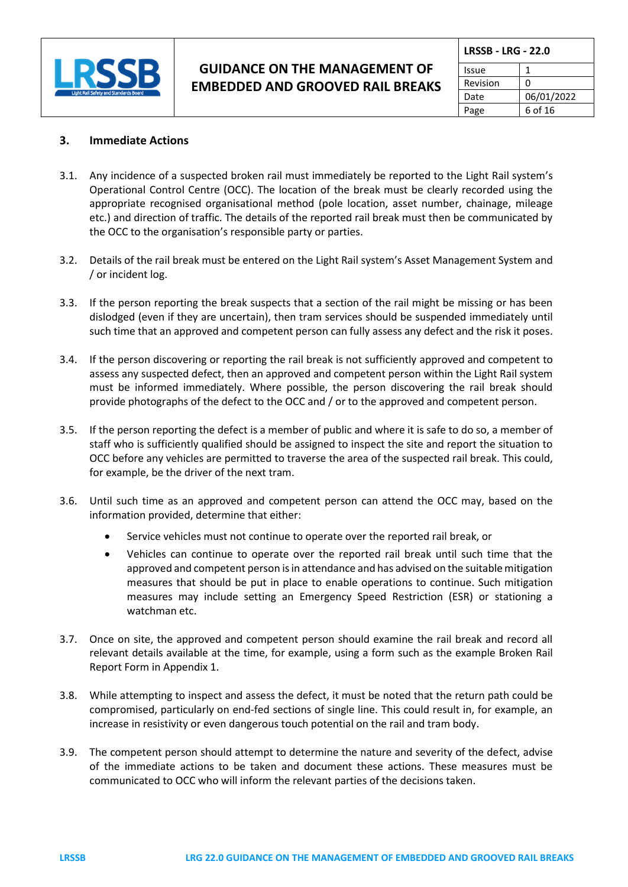## 3. Immediate Actions

3.1. Any incidence of a suspected broken rail must immediately be reported to the Light Rail system's Operational Control Centre (OCC). The location of the break must be clearly recorded using the appropriate recognised organisational method (pole location, asset number, chainage, mileage etc.) and direction of traffic. The details of the reported rail break must then be communicated by the OCC to the organisation's responsible party or parties.

3.2. Details of the rail break must be entered on the Light Rail system's Asset Management System and / or incident log.

3.3. If the person reporting the break suspects that a section of the rail might be missing or has been dislodged (even if they are uncertain), then tram services should be suspended immediately until such time that an approved and competent person can fully assess any defect and the risk it poses.

3.4. If the person discovering or reporting the rail break is not sufficiently approved and competent to assess any suspected defect, then an approved and competent person within the Light Rail system must be informed immediately. Where possible, the person discovering the rail break should provide photographs of the defect to the OCC and / or to the approved and competent person.

3.5. If the person reporting the defect is a member of public and where it is safe to do so, a member of staff who is sufficiently qualified should be assigned to inspect the site and report the situation to OCC before any vehicles are permitted to traverse the area of the suspected rail break. This could, for example, be the driver of the next tram.

3.6. Until such time as an approved and competent person can attend the OCC may, based on the information provided, determine that either:

- Service vehicles must not continue to operate over the reported rail break, or
- Vehicles can continue to operate over the reported rail break until such time that the approved and competent person is in attendance and has advised on the suitable mitigation measures that should be put in place to enable operations to continue. Such mitigation measures may include setting an Emergency Speed Restriction (ESR) or stationing a watchman etc.

3.7. Once on site, the approved and competent person should examine the rail break and record all relevant details available at the time, for example, using a form such as the example Broken Rail Report Form in Appendix 1.

3.8. While attempting to inspect and assess the defect, it must be noted that the return path could be compromised, particularly on end-fed sections of single line. This could result in, for example, an increase in resistivity or even dangerous touch potential on the rail and tram body.

3.9. The competent person should attempt to determine the nature and severity of the defect, advise of the immediate actions to be taken and document these actions. These measures must be communicated to OCC who will inform the relevant parties of the decisions taken.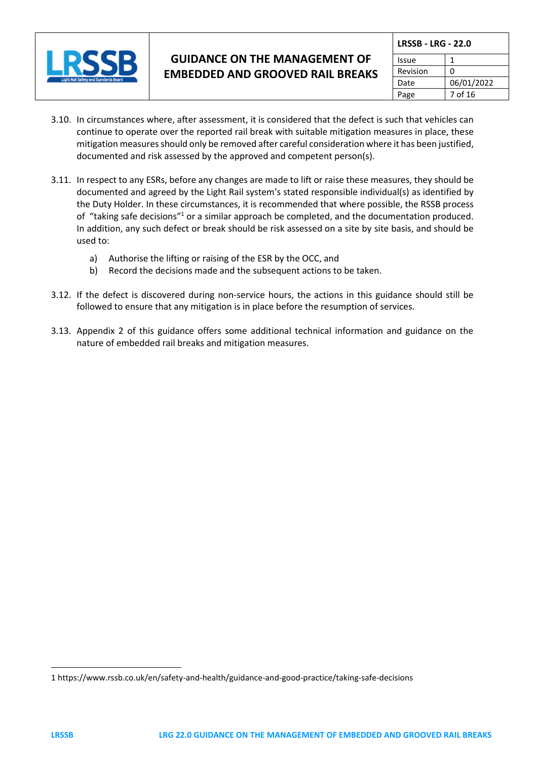3.10. In circumstances where, after assessment, it is considered that the defect is such that vehicles can continue to operate over the reported rail break with suitable mitigation measures in place, these mitigation measures should only be removed after careful consideration where it has been justified, documented and risk assessed by the approved and competent person(s).

3.11. In respect to any ESRs, before any changes are made to lift or raise these measures, they should be documented and agreed by the Light Rail system's stated responsible individual(s) as identified by the Duty Holder. In these circumstances, it is recommended that where possible, the RSSB process of "taking safe decisions"[1] or a similar approach be completed, and the documentation produced. In addition, any such defect or break should be risk assessed on a site by site basis, and should be used to:

a) Authorise the lifting or raising of the ESR by the OCC, and
b) Record the decisions made and the subsequent actions to be taken.

3.12. If the defect is discovered during non-service hours, the actions in this guidance should still be followed to ensure that any mitigation is in place before the resumption of services.

3.13. Appendix 2 of this guidance offers some additional technical information and guidance on the nature of embedded rail breaks and mitigation measures.

---

1 https://www.rssb.co.uk/en/safety-and-health/guidance-and-good-practice/taking-safe-decisions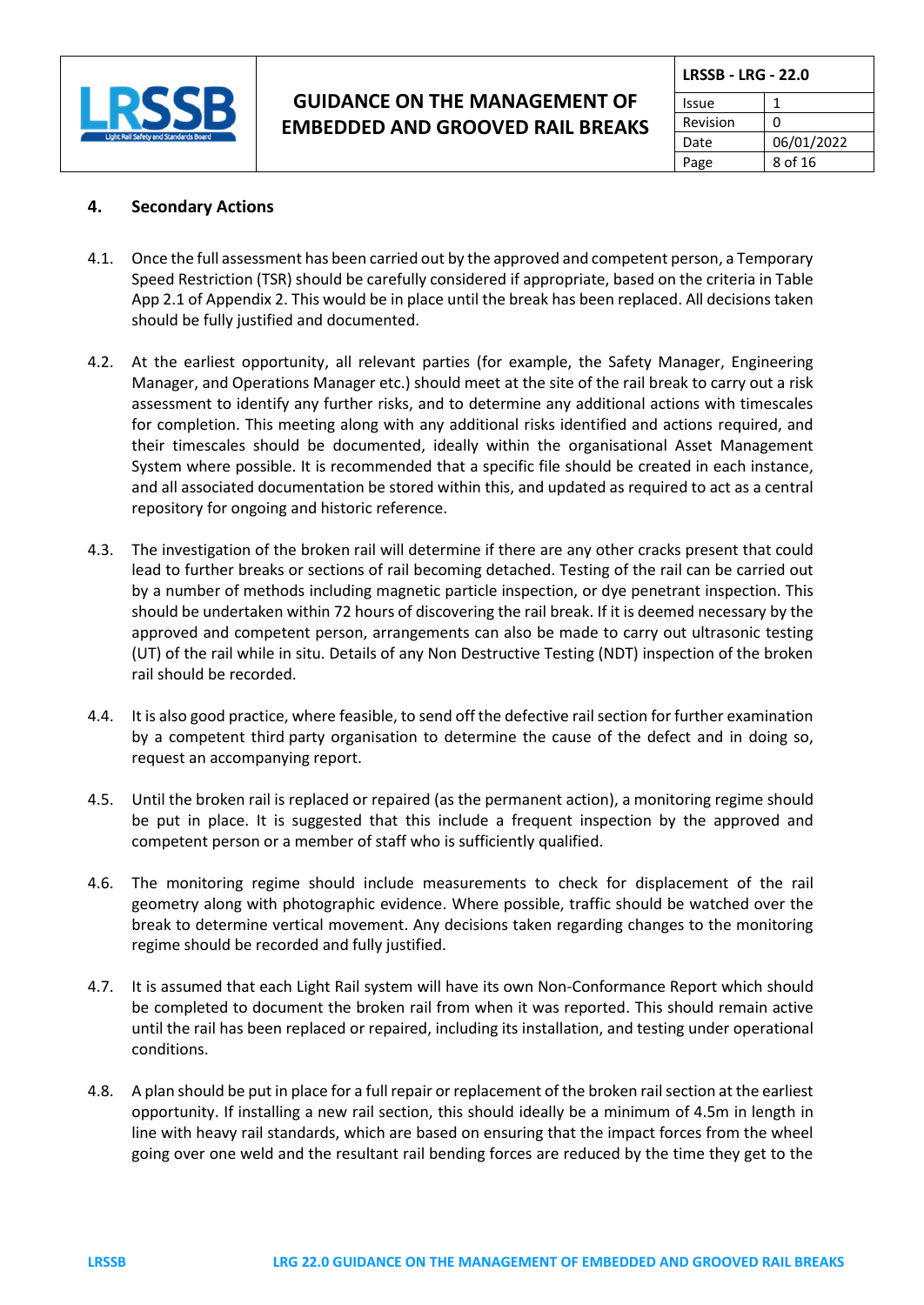## 4. Secondary Actions

4.1. Once the full assessment has been carried out by the approved and competent person, a Temporary Speed Restriction (TSR) should be carefully considered if appropriate, based on the criteria in Table App 2.1 of Appendix 2. This would be in place until the break has been replaced. All decisions taken should be fully justified and documented.

4.2. At the earliest opportunity, all relevant parties (for example, the Safety Manager, Engineering Manager, and Operations Manager etc.) should meet at the site of the rail break to carry out a risk assessment to identify any further risks, and to determine any additional actions with timescales for completion. This meeting along with any additional risks identified and actions required, and their timescales should be documented, ideally within the organisational Asset Management System where possible. It is recommended that a specific file should be created in each instance, and all associated documentation be stored within this, and updated as required to act as a central repository for ongoing and historic reference.

4.3. The investigation of the broken rail will determine if there are any other cracks present that could lead to further breaks or sections of rail becoming detached. Testing of the rail can be carried out by a number of methods including magnetic particle inspection, or dye penetrant inspection. This should be undertaken within 72 hours of discovering the rail break. If it is deemed necessary by the approved and competent person, arrangements can also be made to carry out ultrasonic testing (UT) of the rail while in situ. Details of any Non Destructive Testing (NDT) inspection of the broken rail should be recorded.

4.4. It is also good practice, where feasible, to send off the defective rail section for further examination by a competent third party organisation to determine the cause of the defect and in doing so, request an accompanying report.

4.5. Until the broken rail is replaced or repaired (as the permanent action), a monitoring regime should be put in place. It is suggested that this include a frequent inspection by the approved and competent person or a member of staff who is sufficiently qualified.

4.6. The monitoring regime should include measurements to check for displacement of the rail geometry along with photographic evidence. Where possible, traffic should be watched over the break to determine vertical movement. Any decisions taken regarding changes to the monitoring regime should be recorded and fully justified.

4.7. It is assumed that each Light Rail system will have its own Non-Conformance Report which should be completed to document the broken rail from when it was reported. This should remain active until the rail has been replaced or repaired, including its installation, and testing under operational conditions.

4.8. A plan should be put in place for a full repair or replacement of the broken rail section at the earliest opportunity. If installing a new rail section, this should ideally be a minimum of 4.5m in length in line with heavy rail standards, which are based on ensuring that the impact forces from the wheel going over one weld and the resultant rail bending forces are reduced by the time they get to the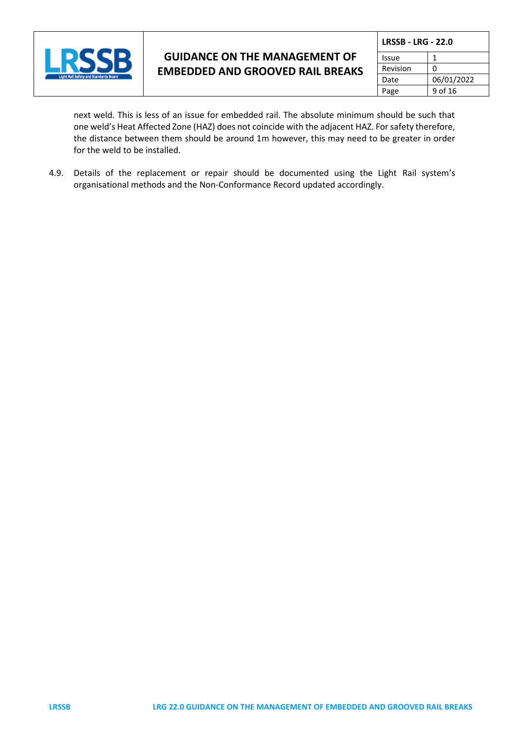next weld. This is less of an issue for embedded rail. The absolute minimum should be such that one weld's Heat Affected Zone (HAZ) does not coincide with the adjacent HAZ. For safety therefore, the distance between them should be around 1m however, this may need to be greater in order for the weld to be installed.

4.9. Details of the replacement or repair should be documented using the Light Rail system's organisational methods and the Non-Conformance Record updated accordingly.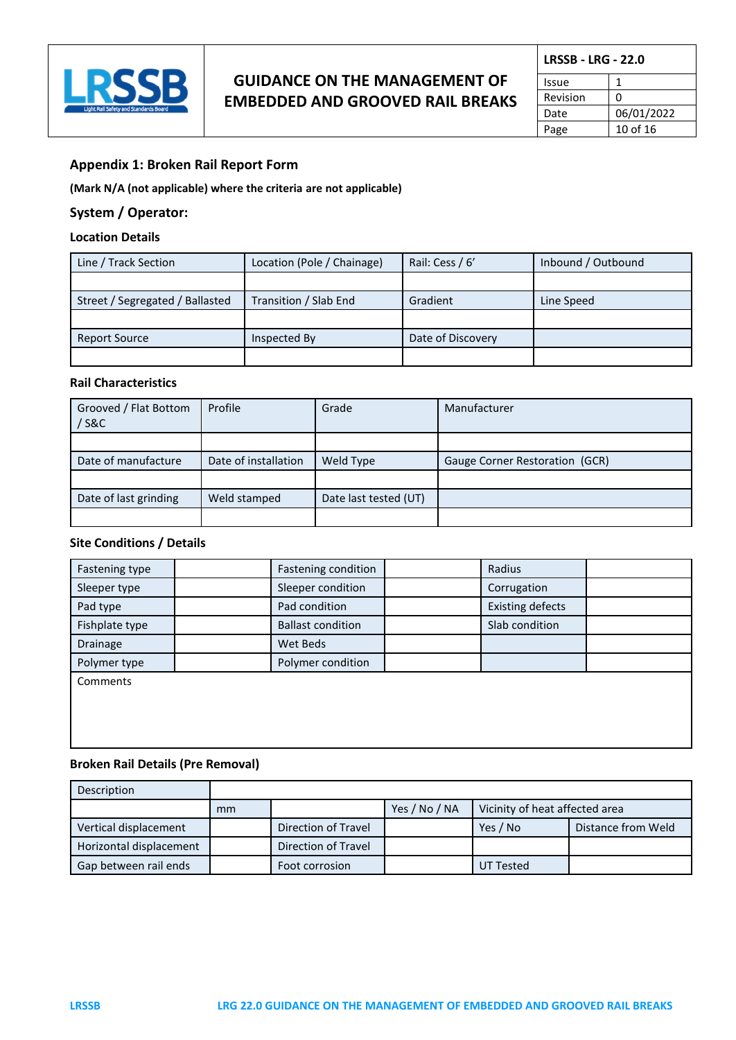## Appendix 1: Broken Rail Report Form

**(Mark N/A (not applicable) where the criteria are not applicable)**

### System / Operator:

#### Location Details

| Line / Track Section | Location (Pole / Chainage) | Rail: Cess / 6' | Inbound / Outbound |
|---|---|---|---|
| | | | |
| Street / Segregated / Ballasted | Transition / Slab End | Gradient | Line Speed |
| | | | |
| Report Source | Inspected By | Date of Discovery | |
| | | | |

#### Rail Characteristics

| Grooved / Flat Bottom / S&C | Profile | Grade | Manufacturer |
|---|---|---|---|
| | | | |
| Date of manufacture | Date of installation | Weld Type | Gauge Corner Restoration (GCR) |
| | | | |
| Date of last grinding | Weld stamped | Date last tested (UT) | |
| | | | |

#### Site Conditions / Details

| Fastening type | | Fastening condition | | Radius | |
|---|---|---|---|---|---|
| Sleeper type | | Sleeper condition | | Corrugation | |
| Pad type | | Pad condition | | Existing defects | |
| Fishplate type | | Ballast condition | | Slab condition | |
| Drainage | | Wet Beds | | | |
| Polymer type | | Polymer condition | | | |
| Comments | | | | | |

#### Broken Rail Details (Pre Removal)

| Description | | | | | |
|---|---|---|---|---|---|
| | mm | | Yes / No / NA | Vicinity of heat affected area | |
| Vertical displacement | | Direction of Travel | | Yes / No | Distance from Weld |
| Horizontal displacement | | Direction of Travel | | | |
| Gap between rail ends | | Foot corrosion | | UT Tested | |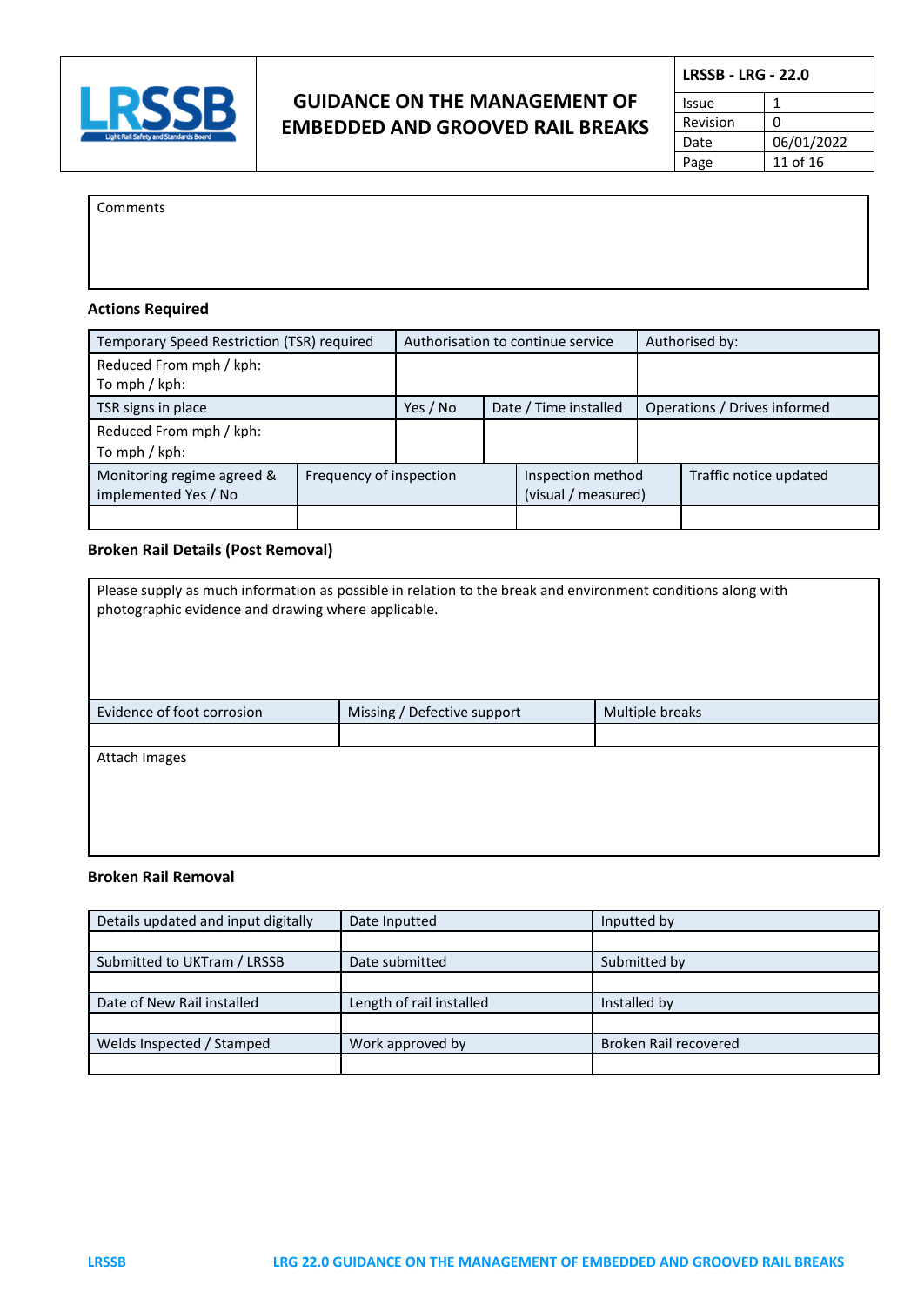| Comments |
|---|
| |

**Actions Required**

| Temporary Speed Restriction (TSR) required | Authorisation to continue service | | Authorised by: |
|---|---|---|---|
| Reduced From mph / kph:<br>To mph / kph: | | | |
| TSR signs in place | Yes / No | Date / Time installed | Operations / Drives informed |
| Reduced From mph / kph:<br>To mph / kph: | | | |

| Monitoring regime agreed & implemented Yes / No | Frequency of inspection | Inspection method (visual / measured) | Traffic notice updated |
|---|---|---|---|
| | | | |

**Broken Rail Details (Post Removal)**

| Please supply as much information as possible in relation to the break and environment conditions along with photographic evidence and drawing where applicable. | | |
|---|---|---|
| Evidence of foot corrosion | Missing / Defective support | Multiple breaks |
| | | |
| Attach Images | | |

**Broken Rail Removal**

| Details updated and input digitally | Date Inputted | Inputted by |
|---|---|---|
| | | |
| Submitted to UKTram / LRSSB | Date submitted | Submitted by |
| | | |
| Date of New Rail installed | Length of rail installed | Installed by |
| | | |
| Welds Inspected / Stamped | Work approved by | Broken Rail recovered |
| | | |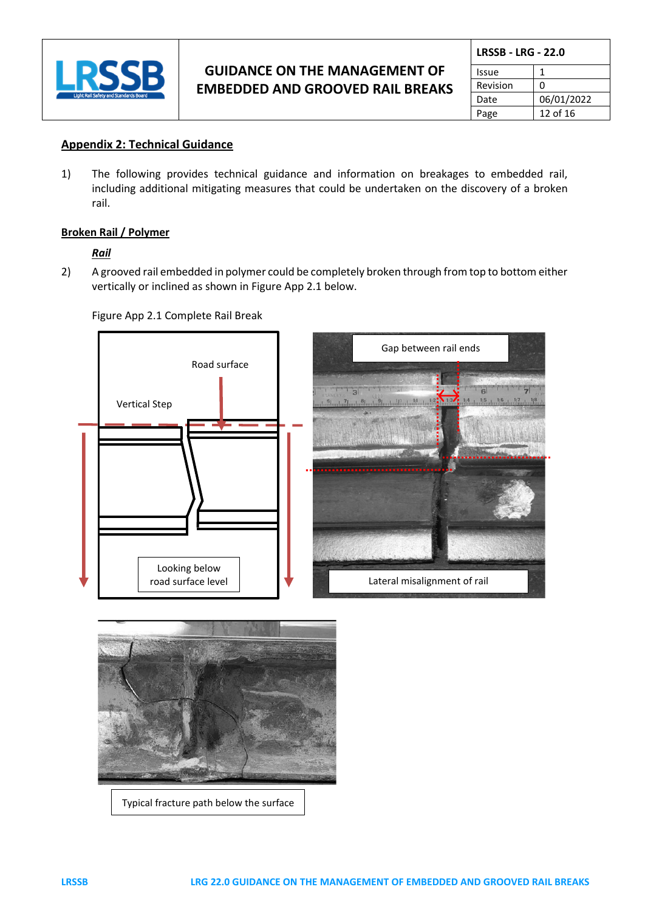## Appendix 2: Technical Guidance

1) The following provides technical guidance and information on breakages to embedded rail, including additional mitigating measures that could be undertaken on the discovery of a broken rail.

### Broken Rail / Polymer

***Rail***

2) A grooved rail embedded in polymer could be completely broken through from top to bottom either vertically or inclined as shown in Figure App 2.1 below.

Figure App 2.1 Complete Rail Break

Road surface

Vertical Step

Looking below road surface level

Gap between rail ends

Lateral misalignment of rail

Typical fracture path below the surface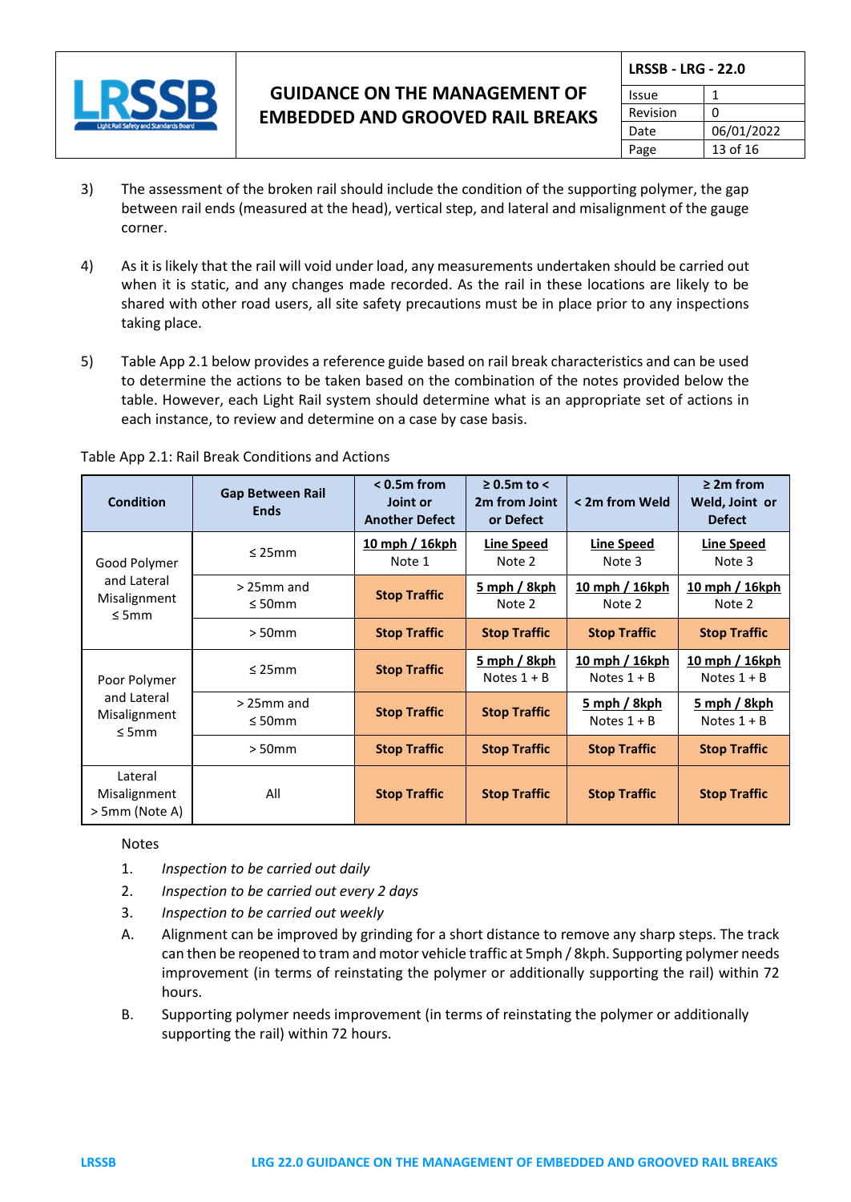3) The assessment of the broken rail should include the condition of the supporting polymer, the gap between rail ends (measured at the head), vertical step, and lateral and misalignment of the gauge corner.

4) As it is likely that the rail will void under load, any measurements undertaken should be carried out when it is static, and any changes made recorded. As the rail in these locations are likely to be shared with other road users, all site safety precautions must be in place prior to any inspections taking place.

5) Table App 2.1 below provides a reference guide based on rail break characteristics and can be used to determine the actions to be taken based on the combination of the notes provided below the table. However, each Light Rail system should determine what is an appropriate set of actions in each instance, to review and determine on a case by case basis.

Table App 2.1: Rail Break Conditions and Actions

| Condition | Gap Between Rail Ends | < 0.5m from Joint or Another Defect | ≥ 0.5m to < 2m from Joint or Defect | < 2m from Weld | ≥ 2m from Weld, Joint or Defect |
|---|---|---|---|---|---|
| Good Polymer and Lateral Misalignment ≤ 5mm | ≤ 25mm | 10 mph / 16kph Note 1 | Line Speed Note 2 | Line Speed Note 3 | Line Speed Note 3 |
| | > 25mm and ≤ 50mm | **Stop Traffic** | 5 mph / 8kph Note 2 | 10 mph / 16kph Note 2 | 10 mph / 16kph Note 2 |
| | > 50mm | **Stop Traffic** | **Stop Traffic** | **Stop Traffic** | **Stop Traffic** |
| Poor Polymer and Lateral Misalignment ≤ 5mm | ≤ 25mm | **Stop Traffic** | 5 mph / 8kph Notes 1 + B | 10 mph / 16kph Notes 1 + B | 10 mph / 16kph Notes 1 + B |
| | > 25mm and ≤ 50mm | **Stop Traffic** | **Stop Traffic** | 5 mph / 8kph Notes 1 + B | 5 mph / 8kph Notes 1 + B |
| | > 50mm | **Stop Traffic** | **Stop Traffic** | **Stop Traffic** | **Stop Traffic** |
| Lateral Misalignment > 5mm (Note A) | All | **Stop Traffic** | **Stop Traffic** | **Stop Traffic** | **Stop Traffic** |

Notes

1. *Inspection to be carried out daily*
2. *Inspection to be carried out every 2 days*
3. *Inspection to be carried out weekly*

A. Alignment can be improved by grinding for a short distance to remove any sharp steps. The track can then be reopened to tram and motor vehicle traffic at 5mph / 8kph. Supporting polymer needs improvement (in terms of reinstating the polymer or additionally supporting the rail) within 72 hours.

B. Supporting polymer needs improvement (in terms of reinstating the polymer or additionally supporting the rail) within 72 hours.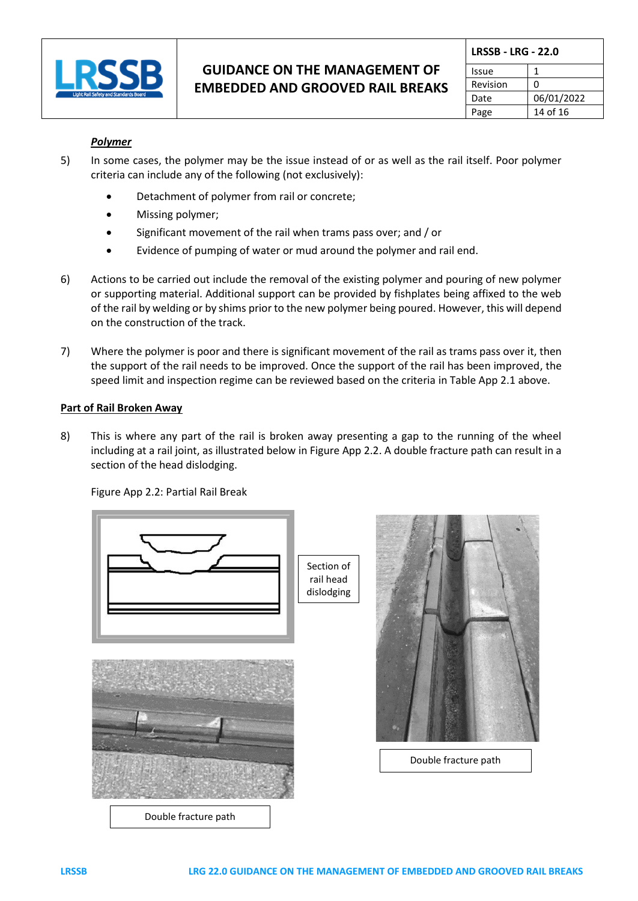***Polymer***

5) In some cases, the polymer may be the issue instead of or as well as the rail itself. Poor polymer criteria can include any of the following (not exclusively):

- Detachment of polymer from rail or concrete;
- Missing polymer;
- Significant movement of the rail when trams pass over; and / or
- Evidence of pumping of water or mud around the polymer and rail end.

6) Actions to be carried out include the removal of the existing polymer and pouring of new polymer or supporting material. Additional support can be provided by fishplates being affixed to the web of the rail by welding or by shims prior to the new polymer being poured. However, this will depend on the construction of the track.

7) Where the polymer is poor and there is significant movement of the rail as trams pass over it, then the support of the rail needs to be improved. Once the support of the rail has been improved, the speed limit and inspection regime can be reviewed based on the criteria in Table App 2.1 above.

**Part of Rail Broken Away**

8) This is where any part of the rail is broken away presenting a gap to the running of the wheel including at a rail joint, as illustrated below in Figure App 2.2. A double fracture path can result in a section of the head dislodging.

Figure App 2.2: Partial Rail Break

Section of rail head dislodging

Double fracture path

Double fracture path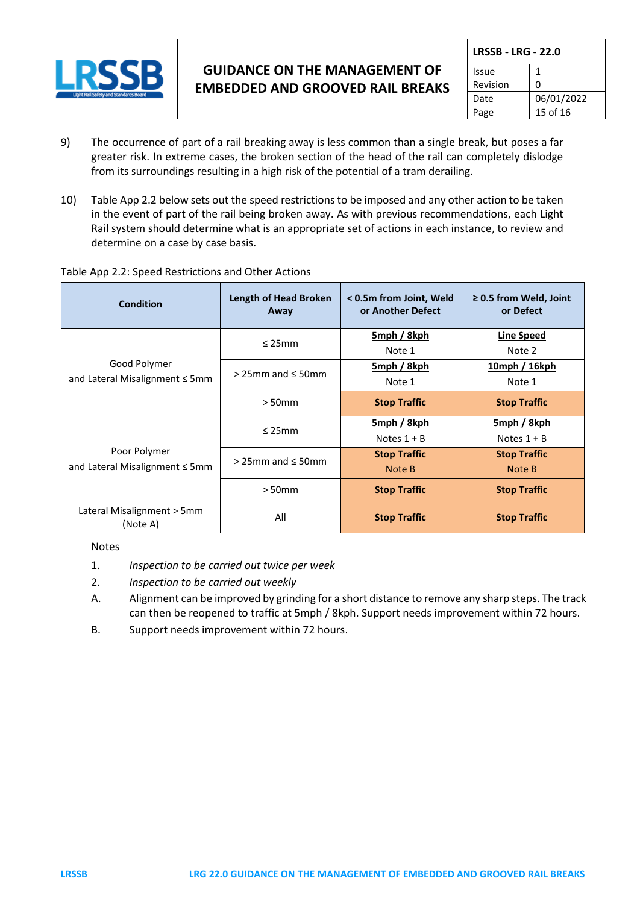9) The occurrence of part of a rail breaking away is less common than a single break, but poses a far greater risk. In extreme cases, the broken section of the head of the rail can completely dislodge from its surroundings resulting in a high risk of the potential of a tram derailing.

10) Table App 2.2 below sets out the speed restrictions to be imposed and any other action to be taken in the event of part of the rail being broken away. As with previous recommendations, each Light Rail system should determine what is an appropriate set of actions in each instance, to review and determine on a case by case basis.

Table App 2.2: Speed Restrictions and Other Actions

| Condition | Length of Head Broken Away | < 0.5m from Joint, Weld or Another Defect | ≥ 0.5 from Weld, Joint or Defect |
|---|---|---|---|
| Good Polymer and Lateral Misalignment ≤ 5mm | ≤ 25mm | 5mph / 8kph<br>Note 1 | Line Speed<br>Note 2 |
| | > 25mm and ≤ 50mm | 5mph / 8kph<br>Note 1 | 10mph / 16kph<br>Note 1 |
| | > 50mm | **Stop Traffic** | **Stop Traffic** |
| Poor Polymer and Lateral Misalignment ≤ 5mm | ≤ 25mm | 5mph / 8kph<br>Notes 1 + B | 5mph / 8kph<br>Notes 1 + B |
| | > 25mm and ≤ 50mm | **Stop Traffic**<br>Note B | **Stop Traffic**<br>Note B |
| | > 50mm | **Stop Traffic** | **Stop Traffic** |
| Lateral Misalignment > 5mm (Note A) | All | **Stop Traffic** | **Stop Traffic** |

Notes

1. *Inspection to be carried out twice per week*
2. *Inspection to be carried out weekly*

A. Alignment can be improved by grinding for a short distance to remove any sharp steps. The track can then be reopened to traffic at 5mph / 8kph. Support needs improvement within 72 hours.

B. Support needs improvement within 72 hours.